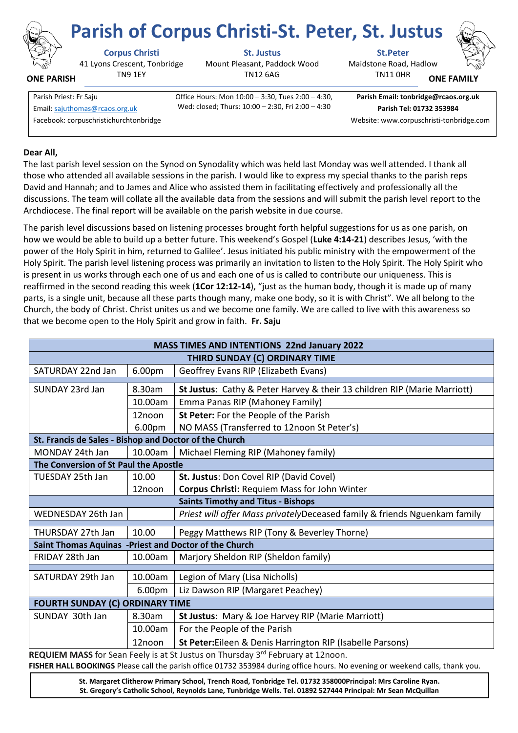# Parish of Corpus Christi-St. Peter, St. Justus

**ONE PARISH** | **ONE FAMILY**

**Corpus Christi**
41 Lyons Crescent, Tonbridge
TN9 1EY

**St. Justus**
Mount Pleasant, Paddock Wood
TN12 6AG

**St.Peter**
Maidstone Road, Hadlow
TN11 0HR

Parish Priest: Fr Saju
Email: sajuthomas@rcaos.org.uk
Facebook: corpuschristichurchtonbridge

Office Hours: Mon 10:00 – 3:30, Tues 2:00 – 4:30, Wed: closed; Thurs: 10:00 – 2:30, Fri 2:00 – 4:30

**Parish Email: tonbridge@rcaos.org.uk**
**Parish Tel: 01732 353984**
Website: www.corpuschristi-tonbridge.com

**Dear All,**

The last parish level session on the Synod on Synodality which was held last Monday was well attended. I thank all those who attended all available sessions in the parish. I would like to express my special thanks to the parish reps David and Hannah; and to James and Alice who assisted them in facilitating effectively and professionally all the discussions. The team will collate all the available data from the sessions and will submit the parish level report to the Archdiocese. The final report will be available on the parish website in due course.

The parish level discussions based on listening processes brought forth helpful suggestions for us as one parish, on how we would be able to build up a better future. This weekend's Gospel (**Luke 4:14-21**) describes Jesus, 'with the power of the Holy Spirit in him, returned to Galilee'. Jesus initiated his public ministry with the empowerment of the Holy Spirit. The parish level listening process was primarily an invitation to listen to the Holy Spirit. The Holy Spirit who is present in us works through each one of us and each one of us is called to contribute our uniqueness. This is reaffirmed in the second reading this week (**1Cor 12:12-14**), "just as the human body, though it is made up of many parts, is a single unit, because all these parts though many, make one body, so it is with Christ". We all belong to the Church, the body of Christ. Christ unites us and we become one family. We are called to live with this awareness so that we become open to the Holy Spirit and grow in faith. **Fr. Saju**

| **MASS TIMES AND INTENTIONS 22nd January 2022** | | |
|---|---|---|
| **THIRD SUNDAY (C) ORDINARY TIME** | | |
| SATURDAY 22nd Jan | 6.00pm | Geoffrey Evans RIP (Elizabeth Evans) |
| SUNDAY 23rd Jan | 8.30am | **St Justus**: Cathy & Peter Harvey & their 13 children RIP (Marie Marriott) |
| | 10.00am | Emma Panas RIP (Mahoney Family) |
| | 12noon | **St Peter:** For the People of the Parish |
| | 6.00pm | NO MASS (Transferred to 12noon St Peter's) |
| **St. Francis de Sales - Bishop and Doctor of the Church** | | |
| MONDAY 24th Jan | 10.00am | Michael Fleming RIP (Mahoney family) |
| **The Conversion of St Paul the Apostle** | | |
| TUESDAY 25th Jan | 10.00 | **St. Justus**: Don Covel RIP (David Covel) |
| | 12noon | **Corpus Christi:** Requiem Mass for John Winter |
| **Saints Timothy and Titus - Bishops** | | |
| WEDNESDAY 26th Jan | | *Priest will offer Mass privately*Deceased family & friends Nguenkam family |
| THURSDAY 27th Jan | 10.00 | Peggy Matthews RIP (Tony & Beverley Thorne) |
| **Saint Thomas Aquinas -Priest and Doctor of the Church** | | |
| FRIDAY 28th Jan | 10.00am | Marjory Sheldon RIP (Sheldon family) |
| SATURDAY 29th Jan | 10.00am | Legion of Mary (Lisa Nicholls) |
| | 6.00pm | Liz Dawson RIP (Margaret Peachey) |
| **FOURTH SUNDAY (C) ORDINARY TIME** | | |
| SUNDAY 30th Jan | 8.30am | **St Justus**: Mary & Joe Harvey RIP (Marie Marriott) |
| | 10.00am | For the People of the Parish |
| | 12noon | **St Peter:**Eileen & Denis Harrington RIP (Isabelle Parsons) |

**REQUIEM MASS** for Sean Feely is at St Justus on Thursday 3rd February at 12noon.

**FISHER HALL BOOKINGS** Please call the parish office 01732 353984 during office hours. No evening or weekend calls, thank you.

**St. Margaret Clitherow Primary School, Trench Road, Tonbridge Tel. 01732 358000Principal: Mrs Caroline Ryan.**
**St. Gregory's Catholic School, Reynolds Lane, Tunbridge Wells. Tel. 01892 527444 Principal: Mr Sean McQuillan**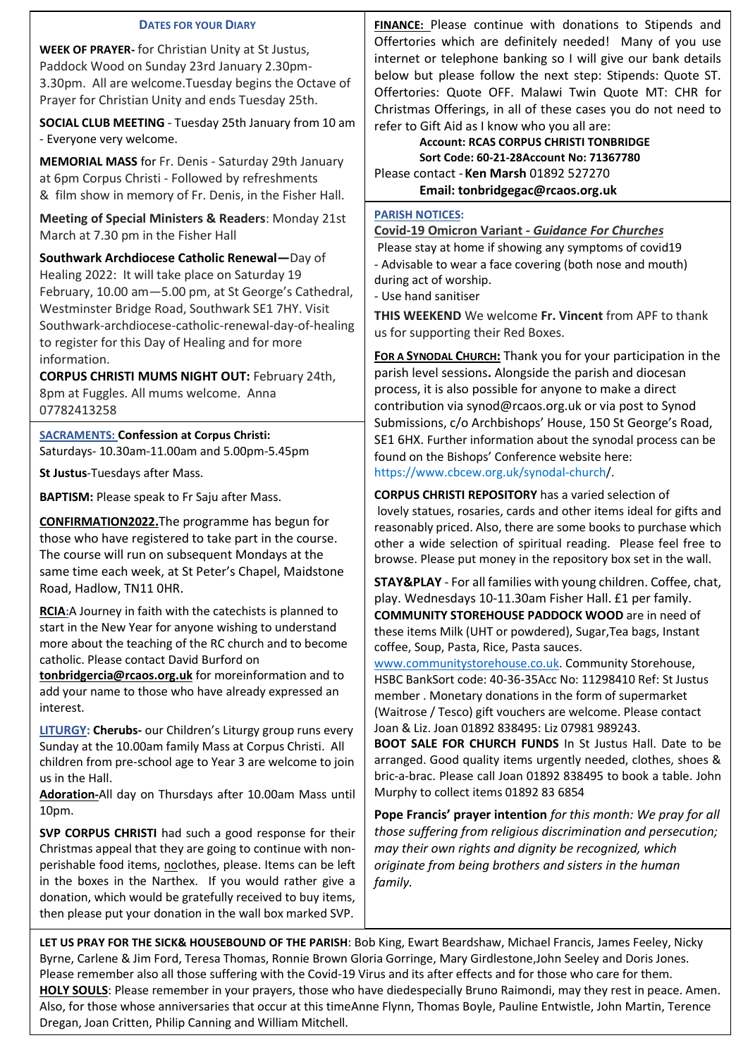## DATES FOR YOUR DIARY

**WEEK OF PRAYER-** for Christian Unity at St Justus, Paddock Wood on Sunday 23rd January 2.30pm-3.30pm. All are welcome.Tuesday begins the Octave of Prayer for Christian Unity and ends Tuesday 25th.

**SOCIAL CLUB MEETING** - Tuesday 25th January from 10 am - Everyone very welcome.

**MEMORIAL MASS** for Fr. Denis - Saturday 29th January at 6pm Corpus Christi - Followed by refreshments & film show in memory of Fr. Denis, in the Fisher Hall.

**Meeting of Special Ministers & Readers**: Monday 21st March at 7.30 pm in the Fisher Hall

**Southwark Archdiocese Catholic Renewal—**Day of Healing 2022: It will take place on Saturday 19 February, 10.00 am—5.00 pm, at St George's Cathedral, Westminster Bridge Road, Southwark SE1 7HY. Visit Southwark-archdiocese-catholic-renewal-day-of-healing to register for this Day of Healing and for more information.

**CORPUS CHRISTI MUMS NIGHT OUT:** February 24th, 8pm at Fuggles. All mums welcome. Anna 07782413258

**SACRAMENTS: Confession at Corpus Christi:** Saturdays- 10.30am-11.00am and 5.00pm-5.45pm

**St Justus**-Tuesdays after Mass.

**BAPTISM:** Please speak to Fr Saju after Mass.

**CONFIRMATION2022.**The programme has begun for those who have registered to take part in the course. The course will run on subsequent Mondays at the same time each week, at St Peter's Chapel, Maidstone Road, Hadlow, TN11 0HR.

**RCIA:**A Journey in faith with the catechists is planned to start in the New Year for anyone wishing to understand more about the teaching of the RC church and to become catholic. Please contact David Burford on **tonbridgercia@rcaos.org.uk** for moreinformation and to add your name to those who have already expressed an interest.

**LITURGY: Cherubs-** our Children's Liturgy group runs every Sunday at the 10.00am family Mass at Corpus Christi. All children from pre-school age to Year 3 are welcome to join us in the Hall.

**Adoration-**All day on Thursdays after 10.00am Mass until 10pm.

**SVP CORPUS CHRISTI** had such a good response for their Christmas appeal that they are going to continue with non-perishable food items, noclothes, please. Items can be left in the boxes in the Narthex. If you would rather give a donation, which would be gratefully received to buy items, then please put your donation in the wall box marked SVP.

**FINANCE:** Please continue with donations to Stipends and Offertories which are definitely needed! Many of you use internet or telephone banking so I will give our bank details below but please follow the next step: Stipends: Quote ST. Offertories: Quote OFF. Malawi Twin Quote MT: CHR for Christmas Offerings, in all of these cases you do not need to refer to Gift Aid as I know who you all are:

**Account: RCAS CORPUS CHRISTI TONBRIDGE**
**Sort Code: 60-21-28Account No: 71367780**
Please contact -**Ken Marsh** 01892 527270
**Email: tonbridgegac@rcaos.org.uk**

**PARISH NOTICES:**

**Covid-19 Omicron Variant - *Guidance For Churches***
Please stay at home if showing any symptoms of covid19
- Advisable to wear a face covering (both nose and mouth) during act of worship.
- Use hand sanitiser

**THIS WEEKEND** We welcome **Fr. Vincent** from APF to thank us for supporting their Red Boxes.

**FOR A SYNODAL CHURCH:** Thank you for your participation in the parish level sessions**.** Alongside the parish and diocesan process, it is also possible for anyone to make a direct contribution via synod@rcaos.org.uk or via post to Synod Submissions, c/o Archbishops' House, 150 St George's Road, SE1 6HX. Further information about the synodal process can be found on the Bishops' Conference website here: https://www.cbcew.org.uk/synodal-church/.

**CORPUS CHRISTI REPOSITORY** has a varied selection of lovely statues, rosaries, cards and other items ideal for gifts and reasonably priced. Also, there are some books to purchase which other a wide selection of spiritual reading. Please feel free to browse. Please put money in the repository box set in the wall.

**STAY&PLAY** - For all families with young children. Coffee, chat, play. Wednesdays 10-11.30am Fisher Hall. £1 per family.

**COMMUNITY STOREHOUSE PADDOCK WOOD** are in need of these items Milk (UHT or powdered), Sugar,Tea bags, Instant coffee, Soup, Pasta, Rice, Pasta sauces. www.communitystorehouse.co.uk. Community Storehouse, HSBC BankSort code: 40-36-35Acc No: 11298410 Ref: St Justus member . Monetary donations in the form of supermarket (Waitrose / Tesco) gift vouchers are welcome. Please contact Joan & Liz. Joan 01892 838495: Liz 07981 989243.

**BOOT SALE FOR CHURCH FUNDS** In St Justus Hall. Date to be arranged. Good quality items urgently needed, clothes, shoes & bric-a-brac. Please call Joan 01892 838495 to book a table. John Murphy to collect items 01892 83 6854

**Pope Francis' prayer intention** *for this month: We pray for all those suffering from religious discrimination and persecution; may their own rights and dignity be recognized, which originate from being brothers and sisters in the human family.*

**LET US PRAY FOR THE SICK& HOUSEBOUND OF THE PARISH**: Bob King, Ewart Beardshaw, Michael Francis, James Feeley, Nicky Byrne, Carlene & Jim Ford, Teresa Thomas, Ronnie Brown Gloria Gorringe, Mary Girdlestone,John Seeley and Doris Jones. Please remember also all those suffering with the Covid-19 Virus and its after effects and for those who care for them.

**HOLY SOULS**: Please remember in your prayers, those who have diedespecially Bruno Raimondi, may they rest in peace. Amen. Also, for those whose anniversaries that occur at this timeAnne Flynn, Thomas Boyle, Pauline Entwistle, John Martin, Terence Dregan, Joan Critten, Philip Canning and William Mitchell.